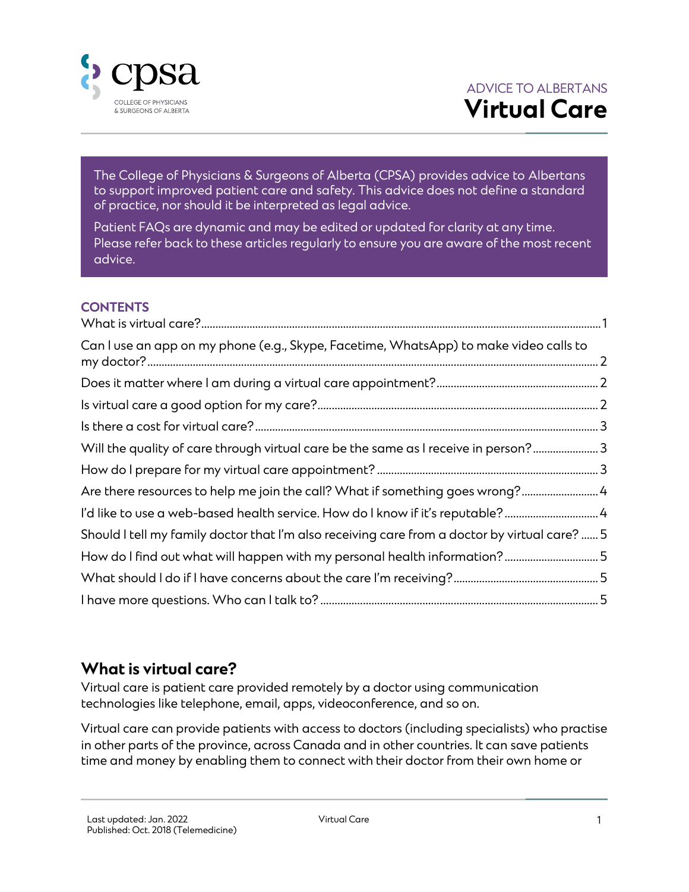COLLEGE OF PHYSICIANS & SURGEONS OF ALBERTA

ADVICE TO ALBERTANS

# Virtual Care

The College of Physicians & Surgeons of Alberta (CPSA) provides advice to Albertans to support improved patient care and safety. This advice does not define a standard of practice, nor should it be interpreted as legal advice.

Patient FAQs are dynamic and may be edited or updated for clarity at any time. Please refer back to these articles regularly to ensure you are aware of the most recent advice.

**CONTENTS**

- What is virtual care? ..... 1
- Can I use an app on my phone (e.g., Skype, Facetime, WhatsApp) to make video calls to my doctor? ..... 2
- Does it matter where I am during a virtual care appointment? ..... 2
- Is virtual care a good option for my care? ..... 2
- Is there a cost for virtual care? ..... 3
- Will the quality of care through virtual care be the same as I receive in person? ..... 3
- How do I prepare for my virtual care appointment? ..... 3
- Are there resources to help me join the call? What if something goes wrong? ..... 4
- I'd like to use a web-based health service. How do I know if it's reputable? ..... 4
- Should I tell my family doctor that I'm also receiving care from a doctor by virtual care? ..... 5
- How do I find out what will happen with my personal health information? ..... 5
- What should I do if I have concerns about the care I'm receiving? ..... 5
- I have more questions. Who can I talk to? ..... 5

## What is virtual care?

Virtual care is patient care provided remotely by a doctor using communication technologies like telephone, email, apps, videoconference, and so on.

Virtual care can provide patients with access to doctors (including specialists) who practise in other parts of the province, across Canada and in other countries. It can save patients time and money by enabling them to connect with their doctor from their own home or

Last updated: Jan. 2022
Published: Oct. 2018 (Telemedicine)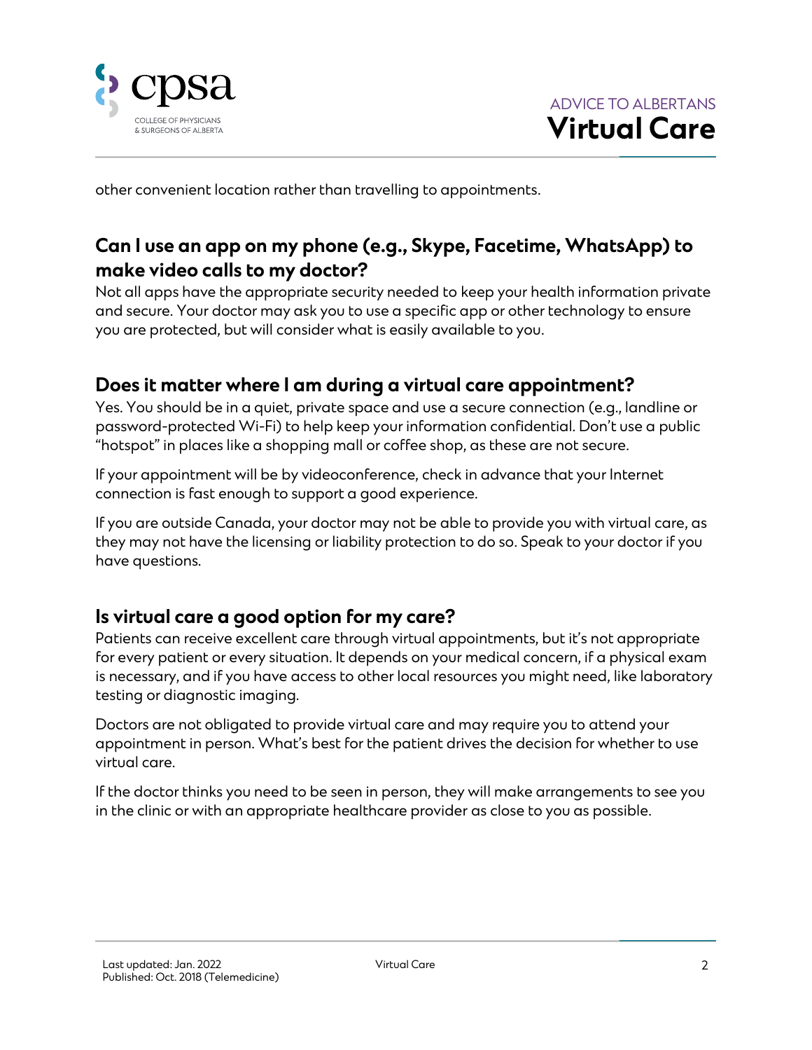other convenient location rather than travelling to appointments.

## Can I use an app on my phone (e.g., Skype, Facetime, WhatsApp) to make video calls to my doctor?

Not all apps have the appropriate security needed to keep your health information private and secure. Your doctor may ask you to use a specific app or other technology to ensure you are protected, but will consider what is easily available to you.

## Does it matter where I am during a virtual care appointment?

Yes. You should be in a quiet, private space and use a secure connection (e.g., landline or password-protected Wi-Fi) to help keep your information confidential. Don't use a public "hotspot" in places like a shopping mall or coffee shop, as these are not secure.

If your appointment will be by videoconference, check in advance that your Internet connection is fast enough to support a good experience.

If you are outside Canada, your doctor may not be able to provide you with virtual care, as they may not have the licensing or liability protection to do so. Speak to your doctor if you have questions.

## Is virtual care a good option for my care?

Patients can receive excellent care through virtual appointments, but it's not appropriate for every patient or every situation. It depends on your medical concern, if a physical exam is necessary, and if you have access to other local resources you might need, like laboratory testing or diagnostic imaging.

Doctors are not obligated to provide virtual care and may require you to attend your appointment in person. What's best for the patient drives the decision for whether to use virtual care.

If the doctor thinks you need to be seen in person, they will make arrangements to see you in the clinic or with an appropriate healthcare provider as close to you as possible.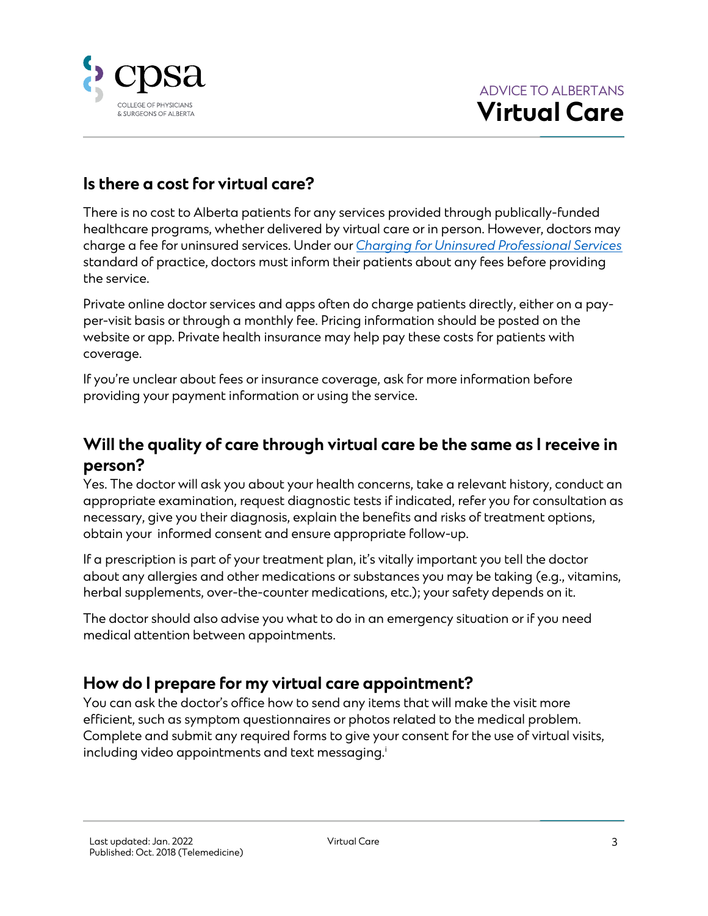## Is there a cost for virtual care?

There is no cost to Alberta patients for any services provided through publically-funded healthcare programs, whether delivered by virtual care or in person. However, doctors may charge a fee for uninsured services. Under our *Charging for Uninsured Professional Services* standard of practice, doctors must inform their patients about any fees before providing the service.

Private online doctor services and apps often do charge patients directly, either on a pay-per-visit basis or through a monthly fee. Pricing information should be posted on the website or app. Private health insurance may help pay these costs for patients with coverage.

If you're unclear about fees or insurance coverage, ask for more information before providing your payment information or using the service.

## Will the quality of care through virtual care be the same as I receive in person?

Yes. The doctor will ask you about your health concerns, take a relevant history, conduct an appropriate examination, request diagnostic tests if indicated, refer you for consultation as necessary, give you their diagnosis, explain the benefits and risks of treatment options, obtain your informed consent and ensure appropriate follow-up.

If a prescription is part of your treatment plan, it's vitally important you tell the doctor about any allergies and other medications or substances you may be taking (e.g., vitamins, herbal supplements, over-the-counter medications, etc.); your safety depends on it.

The doctor should also advise you what to do in an emergency situation or if you need medical attention between appointments.

## How do I prepare for my virtual care appointment?

You can ask the doctor's office how to send any items that will make the visit more efficient, such as symptom questionnaires or photos related to the medical problem. Complete and submit any required forms to give your consent for the use of virtual visits, including video appointments and text messaging.[i]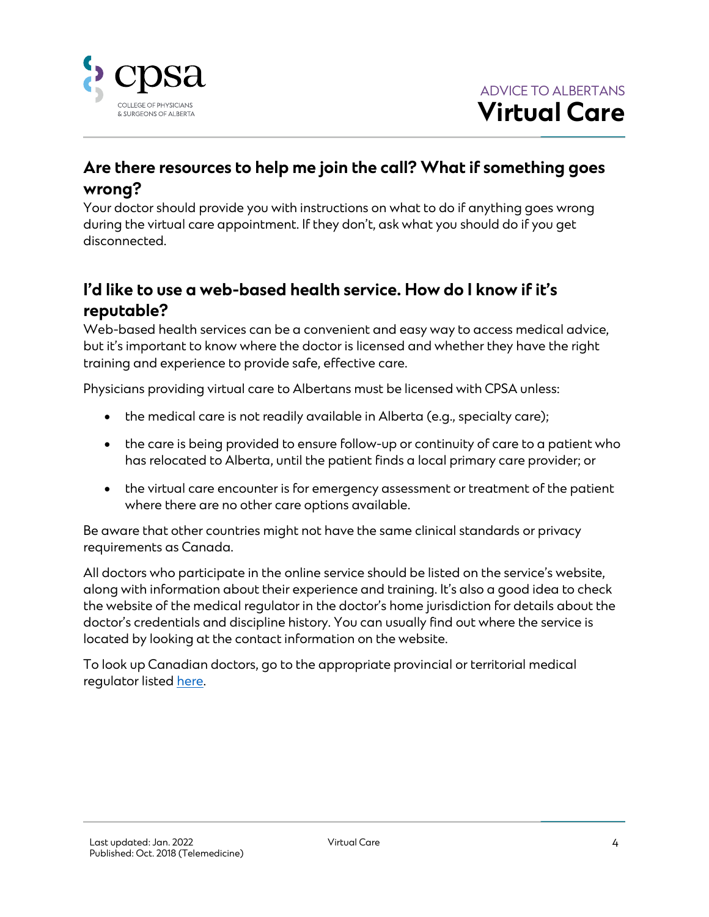## Are there resources to help me join the call? What if something goes wrong?

Your doctor should provide you with instructions on what to do if anything goes wrong during the virtual care appointment. If they don't, ask what you should do if you get disconnected.

## I'd like to use a web-based health service. How do I know if it's reputable?

Web-based health services can be a convenient and easy way to access medical advice, but it's important to know where the doctor is licensed and whether they have the right training and experience to provide safe, effective care.

Physicians providing virtual care to Albertans must be licensed with CPSA unless:

- the medical care is not readily available in Alberta (e.g., specialty care);
- the care is being provided to ensure follow-up or continuity of care to a patient who has relocated to Alberta, until the patient finds a local primary care provider; or
- the virtual care encounter is for emergency assessment or treatment of the patient where there are no other care options available.

Be aware that other countries might not have the same clinical standards or privacy requirements as Canada.

All doctors who participate in the online service should be listed on the service's website, along with information about their experience and training. It's also a good idea to check the website of the medical regulator in the doctor's home jurisdiction for details about the doctor's credentials and discipline history. You can usually find out where the service is located by looking at the contact information on the website.

To look up Canadian doctors, go to the appropriate provincial or territorial medical regulator listed here.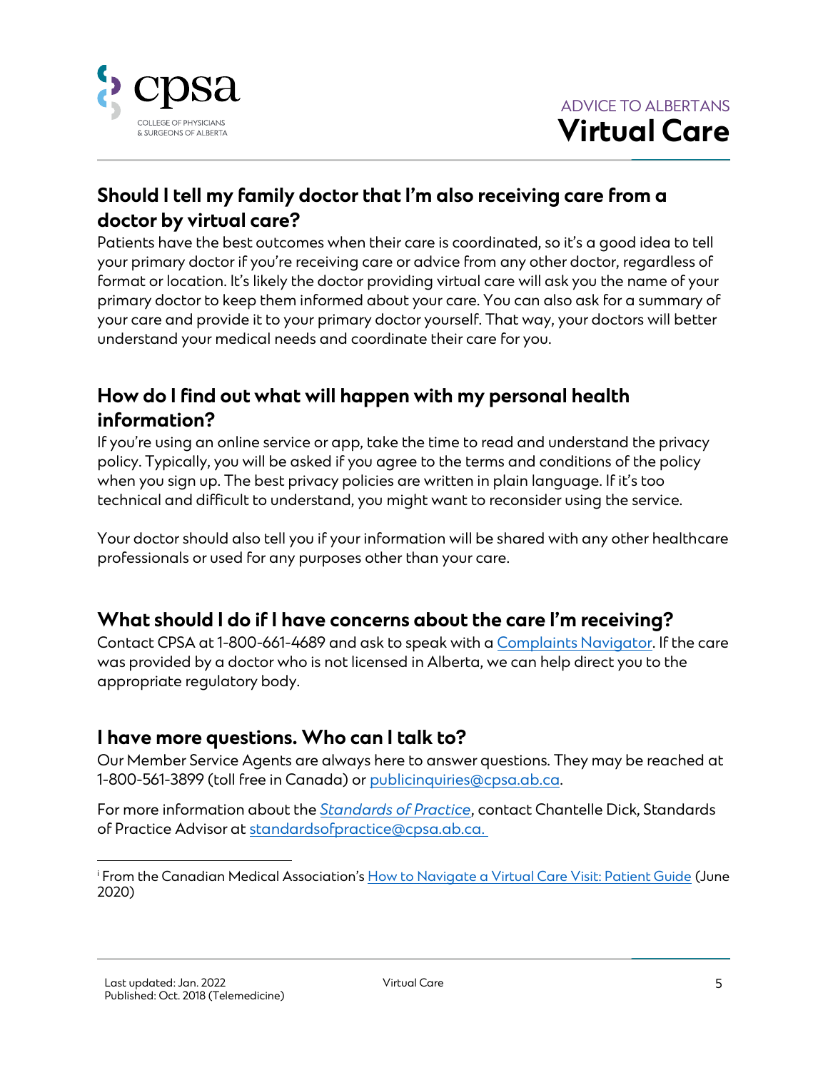## Should I tell my family doctor that I'm also receiving care from a doctor by virtual care?

Patients have the best outcomes when their care is coordinated, so it's a good idea to tell your primary doctor if you're receiving care or advice from any other doctor, regardless of format or location. It's likely the doctor providing virtual care will ask you the name of your primary doctor to keep them informed about your care. You can also ask for a summary of your care and provide it to your primary doctor yourself. That way, your doctors will better understand your medical needs and coordinate their care for you.

## How do I find out what will happen with my personal health information?

If you're using an online service or app, take the time to read and understand the privacy policy. Typically, you will be asked if you agree to the terms and conditions of the policy when you sign up. The best privacy policies are written in plain language. If it's too technical and difficult to understand, you might want to reconsider using the service.

Your doctor should also tell you if your information will be shared with any other healthcare professionals or used for any purposes other than your care.

## What should I do if I have concerns about the care I'm receiving?

Contact CPSA at 1-800-661-4689 and ask to speak with a Complaints Navigator. If the care was provided by a doctor who is not licensed in Alberta, we can help direct you to the appropriate regulatory body.

## I have more questions. Who can I talk to?

Our Member Service Agents are always here to answer questions. They may be reached at 1-800-561-3899 (toll free in Canada) or publicinquiries@cpsa.ab.ca.

For more information about the *Standards of Practice*, contact Chantelle Dick, Standards of Practice Advisor at standardsofpractice@cpsa.ab.ca.

---

[i] From the Canadian Medical Association's How to Navigate a Virtual Care Visit: Patient Guide (June 2020)